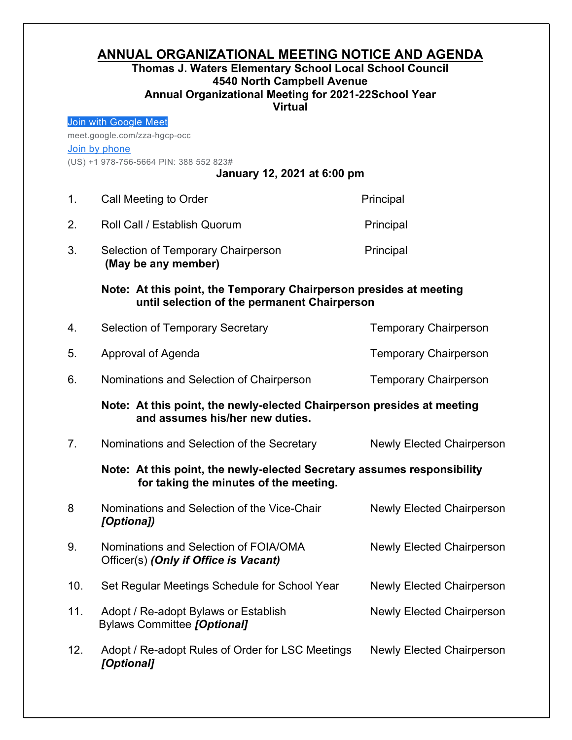# ANNUAL ORGANIZATIONAL MEETING NOTICE AND AGENDA

**Thomas J. Waters Elementary School Local School Council**
**4540 North Campbell Avenue**
**Annual Organizational Meeting for 2021-22School Year**
**Virtual**

Join with Google Meet
meet.google.com/zza-hgcp-occ
Join by phone
(US) +1 978-756-5664 PIN: 388 552 823#

**January 12, 2021 at 6:00 pm**

| | | |
|---|---|---|
| 1. | Call Meeting to Order | Principal |
| 2. | Roll Call / Establish Quorum | Principal |
| 3. | Selection of Temporary Chairperson **(May be any member)** | Principal |
| | **Note: At this point, the Temporary Chairperson presides at meeting until selection of the permanent Chairperson** | |
| 4. | Selection of Temporary Secretary | Temporary Chairperson |
| 5. | Approval of Agenda | Temporary Chairperson |
| 6. | Nominations and Selection of Chairperson | Temporary Chairperson |
| | **Note: At this point, the newly-elected Chairperson presides at meeting and assumes his/her new duties.** | |
| 7. | Nominations and Selection of the Secretary | Newly Elected Chairperson |
| | **Note: At this point, the newly-elected Secretary assumes responsibility for taking the minutes of the meeting.** | |
| 8 | Nominations and Selection of the Vice-Chair ***[Optiona])*** | Newly Elected Chairperson |
| 9. | Nominations and Selection of FOIA/OMA Officer(s) ***(Only if Office is Vacant)*** | Newly Elected Chairperson |
| 10. | Set Regular Meetings Schedule for School Year | Newly Elected Chairperson |
| 11. | Adopt / Re-adopt Bylaws or Establish Bylaws Committee ***[Optional]*** | Newly Elected Chairperson |
| 12. | Adopt / Re-adopt Rules of Order for LSC Meetings ***[Optional]*** | Newly Elected Chairperson |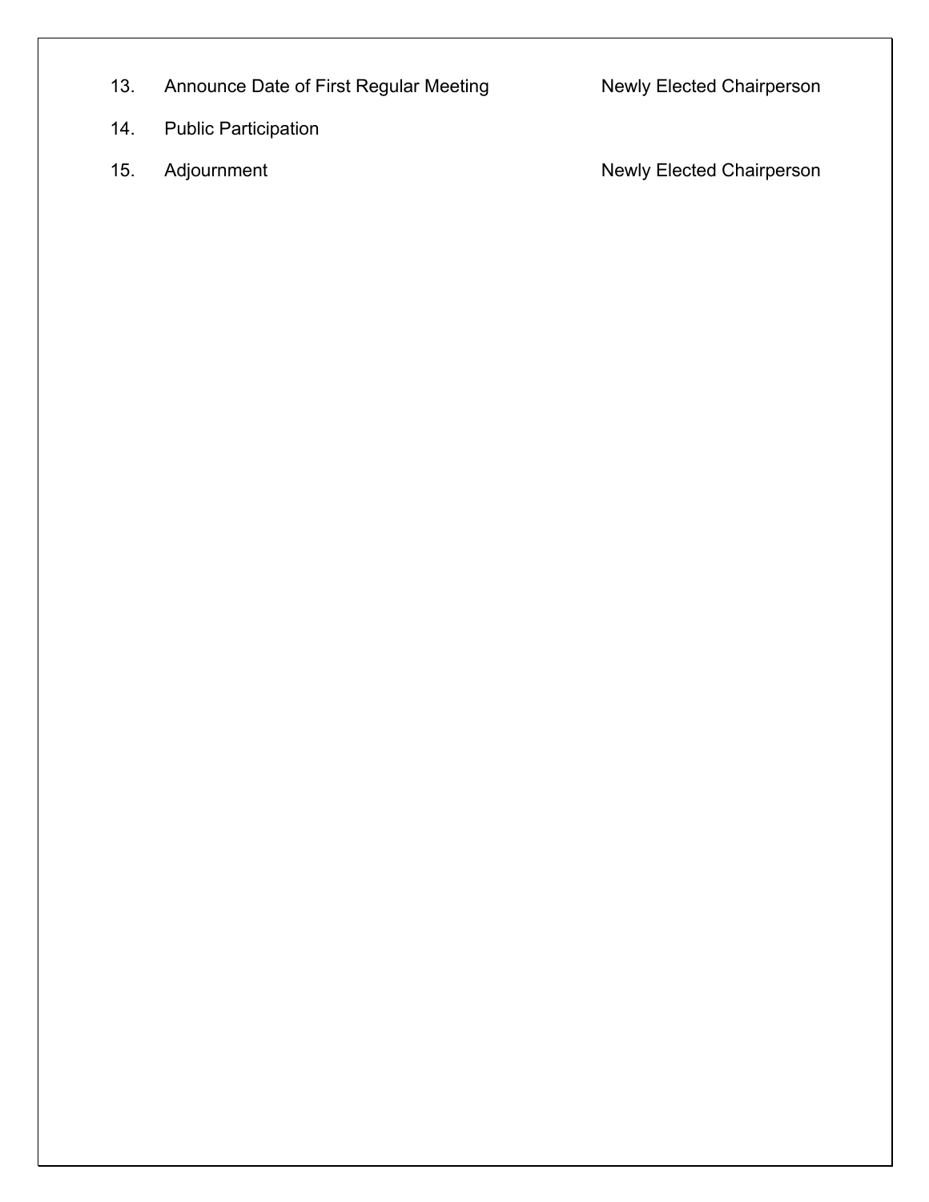| | | |
|---|---|---|
| 13. | Announce Date of First Regular Meeting | Newly Elected Chairperson |
| 14. | Public Participation | |
| 15. | Adjournment | Newly Elected Chairperson |